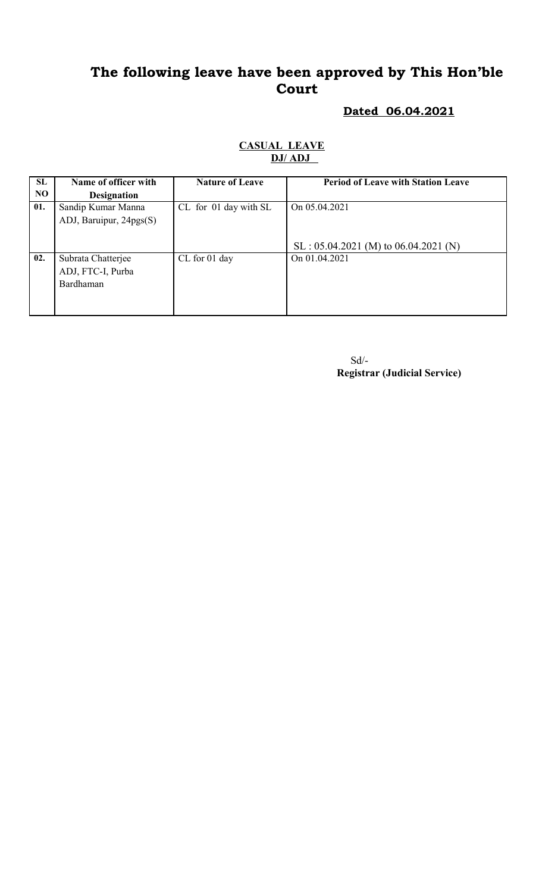# The following leave have been approved by This Hon'ble Court

**Dated 06.04.2021**

**CASUAL LEAVE**
**DJ/ ADJ**

| SL NO | Name of officer with Designation | Nature of Leave | Period of Leave with Station Leave |
|---|---|---|---|
| 01. | Sandip Kumar Manna ADJ, Baruipur, 24pgs(S) | CL for 01 day with SL | On 05.04.2021<br><br>SL : 05.04.2021 (M) to 06.04.2021 (N) |
| 02. | Subrata Chatterjee ADJ, FTC-I, Purba Bardhaman | CL for 01 day | On 01.04.2021 |

Sd/-
**Registrar (Judicial Service)**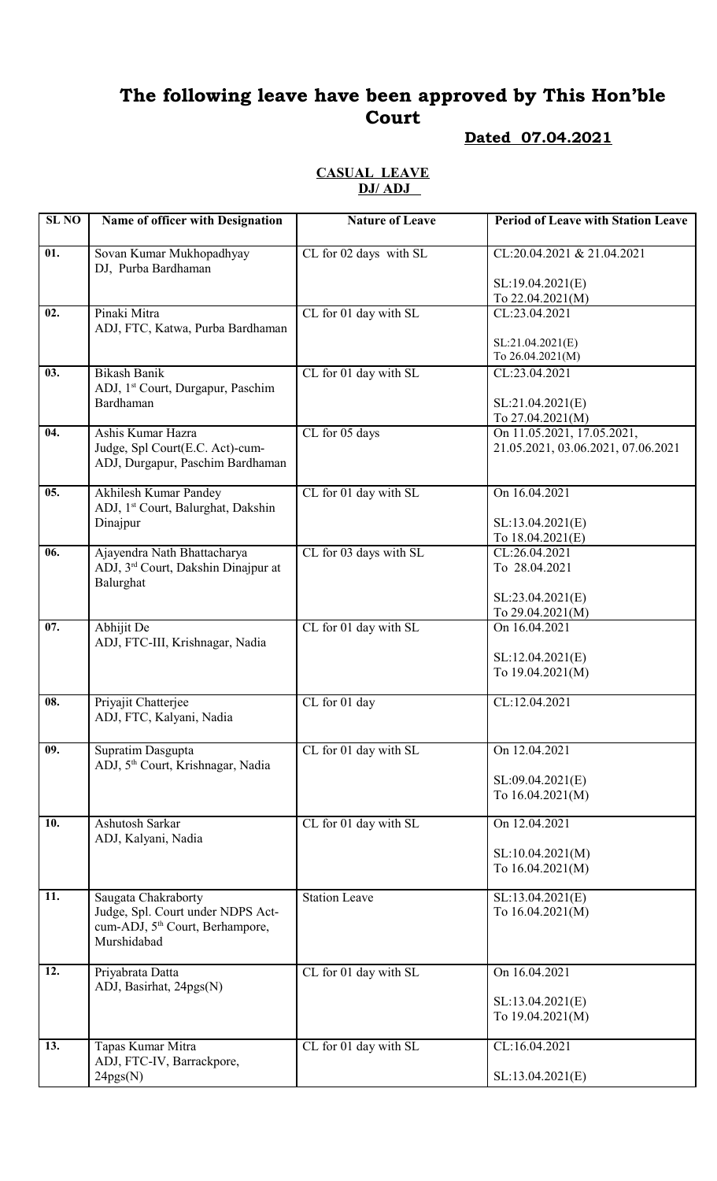# The following leave have been approved by This Hon'ble Court

**Dated 07.04.2021**

**CASUAL LEAVE**
**DJ/ ADJ**

| SL NO | Name of officer with Designation | Nature of Leave | Period of Leave with Station Leave |
|---|---|---|---|
| 01. | Sovan Kumar Mukhopadhyay<br>DJ, Purba Bardhaman | CL for 02 days with SL | CL:20.04.2021 & 21.04.2021<br><br>SL:19.04.2021(E)<br>To 22.04.2021(M) |
| 02. | Pinaki Mitra<br>ADJ, FTC, Katwa, Purba Bardhaman | CL for 01 day with SL | CL:23.04.2021<br><br>SL:21.04.2021(E)<br>To 26.04.2021(M) |
| 03. | Bikash Banik<br>ADJ, 1st Court, Durgapur, Paschim Bardhaman | CL for 01 day with SL | CL:23.04.2021<br><br>SL:21.04.2021(E)<br>To 27.04.2021(M) |
| 04. | Ashis Kumar Hazra<br>Judge, Spl Court(E.C. Act)-cum-ADJ, Durgapur, Paschim Bardhaman | CL for 05 days | On 11.05.2021, 17.05.2021, 21.05.2021, 03.06.2021, 07.06.2021 |
| 05. | Akhilesh Kumar Pandey<br>ADJ, 1st Court, Balurghat, Dakshin Dinajpur | CL for 01 day with SL | On 16.04.2021<br><br>SL:13.04.2021(E)<br>To 18.04.2021(E) |
| 06. | Ajayendra Nath Bhattacharya<br>ADJ, 3rd Court, Dakshin Dinajpur at Balurghat | CL for 03 days with SL | CL:26.04.2021<br>To 28.04.2021<br><br>SL:23.04.2021(E)<br>To 29.04.2021(M) |
| 07. | Abhijit De<br>ADJ, FTC-III, Krishnagar, Nadia | CL for 01 day with SL | On 16.04.2021<br><br>SL:12.04.2021(E)<br>To 19.04.2021(M) |
| 08. | Priyajit Chatterjee<br>ADJ, FTC, Kalyani, Nadia | CL for 01 day | CL:12.04.2021 |
| 09. | Supratim Dasgupta<br>ADJ, 5th Court, Krishnagar, Nadia | CL for 01 day with SL | On 12.04.2021<br><br>SL:09.04.2021(E)<br>To 16.04.2021(M) |
| 10. | Ashutosh Sarkar<br>ADJ, Kalyani, Nadia | CL for 01 day with SL | On 12.04.2021<br><br>SL:10.04.2021(M)<br>To 16.04.2021(M) |
| 11. | Saugata Chakraborty<br>Judge, Spl. Court under NDPS Act-cum-ADJ, 5th Court, Berhampore, Murshidabad | Station Leave | SL:13.04.2021(E)<br>To 16.04.2021(M) |
| 12. | Priyabrata Datta<br>ADJ, Basirhat, 24pgs(N) | CL for 01 day with SL | On 16.04.2021<br><br>SL:13.04.2021(E)<br>To 19.04.2021(M) |
| 13. | Tapas Kumar Mitra<br>ADJ, FTC-IV, Barrackpore, 24pgs(N) | CL for 01 day with SL | CL:16.04.2021<br><br>SL:13.04.2021(E) |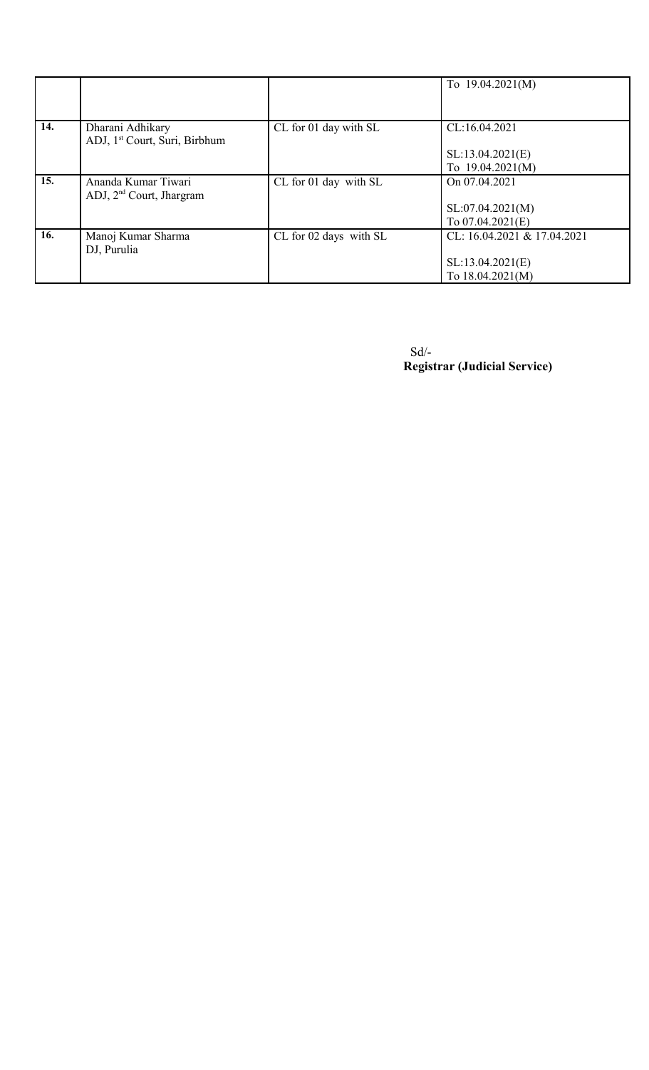|  |  |  | To 19.04.2021(M) |
|---|---|---|---|
| 14. | Dharani Adhikary<br>ADJ, 1st Court, Suri, Birbhum | CL for 01 day with SL | CL:16.04.2021<br><br>SL:13.04.2021(E)<br>To 19.04.2021(M) |
| 15. | Ananda Kumar Tiwari<br>ADJ, 2nd Court, Jhargram | CL for 01 day with SL | On 07.04.2021<br><br>SL:07.04.2021(M)<br>To 07.04.2021(E) |
| 16. | Manoj Kumar Sharma<br>DJ, Purulia | CL for 02 days with SL | CL: 16.04.2021 & 17.04.2021<br><br>SL:13.04.2021(E)<br>To 18.04.2021(M) |

Sd/-
**Registrar (Judicial Service)**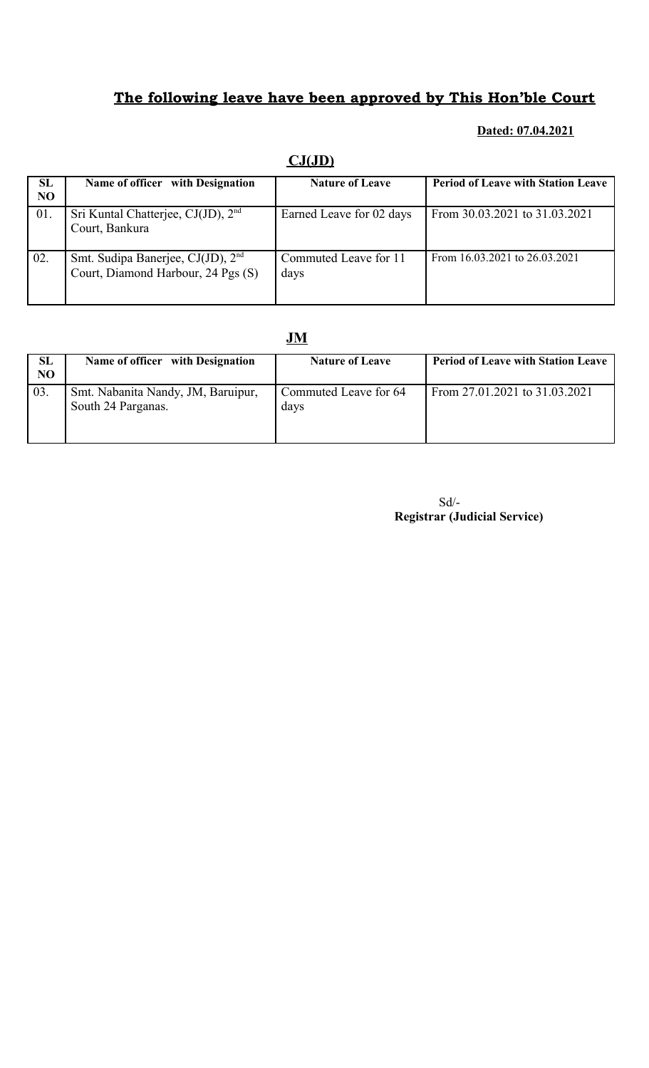## **The following leave have been approved by This Hon'ble Court**

**Dated: 07.04.2021**

### **CJ(JD)**

| SL NO | Name of officer with Designation | Nature of Leave | Period of Leave with Station Leave |
|---|---|---|---|
| 01. | Sri Kuntal Chatterjee, CJ(JD), 2nd Court, Bankura | Earned Leave for 02 days | From 30.03.2021 to 31.03.2021 |
| 02. | Smt. Sudipa Banerjee, CJ(JD), 2nd Court, Diamond Harbour, 24 Pgs (S) | Commuted Leave for 11 days | From 16.03.2021 to 26.03.2021 |

### **JM**

| SL NO | Name of officer with Designation | Nature of Leave | Period of Leave with Station Leave |
|---|---|---|---|
| 03. | Smt. Nabanita Nandy, JM, Baruipur, South 24 Parganas. | Commuted Leave for 64 days | From 27.01.2021 to 31.03.2021 |

Sd/-
**Registrar (Judicial Service)**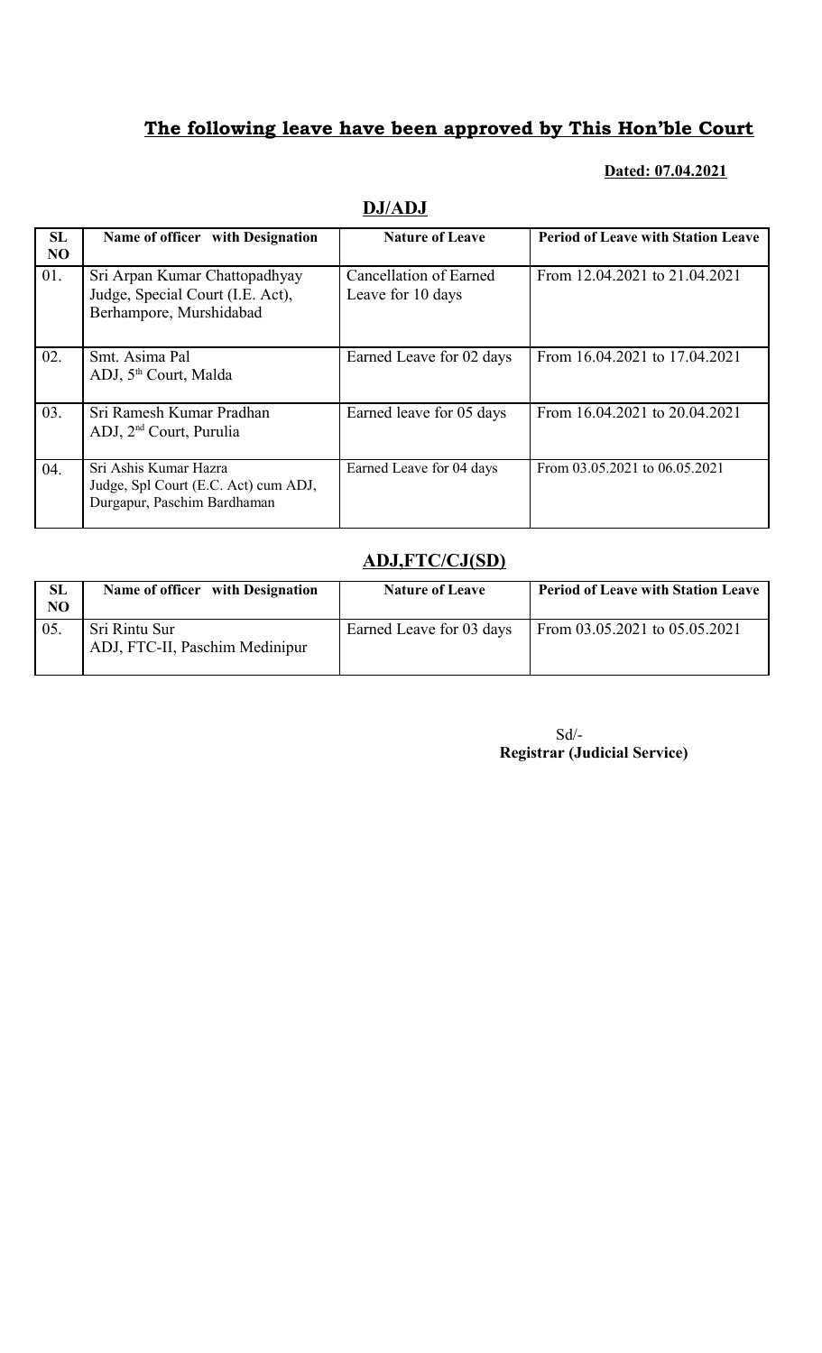# The following leave have been approved by This Hon'ble Court

**Dated: 07.04.2021**

## DJ/ADJ

| SL NO | Name of officer with Designation | Nature of Leave | Period of Leave with Station Leave |
|---|---|---|---|
| 01. | Sri Arpan Kumar Chattopadhyay Judge, Special Court (I.E. Act), Berhampore, Murshidabad | Cancellation of Earned Leave for 10 days | From 12.04.2021 to 21.04.2021 |
| 02. | Smt. Asima Pal ADJ, 5th Court, Malda | Earned Leave for 02 days | From 16.04.2021 to 17.04.2021 |
| 03. | Sri Ramesh Kumar Pradhan ADJ, 2nd Court, Purulia | Earned leave for 05 days | From 16.04.2021 to 20.04.2021 |
| 04. | Sri Ashis Kumar Hazra Judge, Spl Court (E.C. Act) cum ADJ, Durgapur, Paschim Bardhaman | Earned Leave for 04 days | From 03.05.2021 to 06.05.2021 |

## ADJ,FTC/CJ(SD)

| SL NO | Name of officer with Designation | Nature of Leave | Period of Leave with Station Leave |
|---|---|---|---|
| 05. | Sri Rintu Sur ADJ, FTC-II, Paschim Medinipur | Earned Leave for 03 days | From 03.05.2021 to 05.05.2021 |

Sd/-
**Registrar (Judicial Service)**